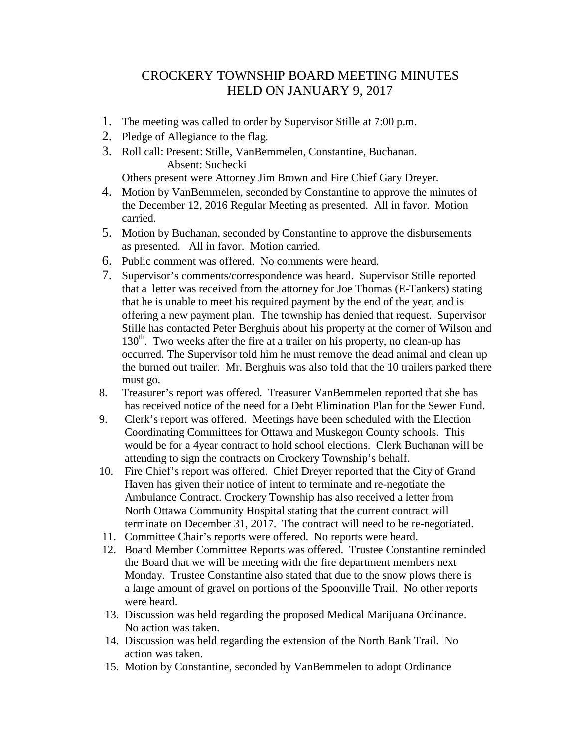# CROCKERY TOWNSHIP BOARD MEETING MINUTES
## HELD ON JANUARY 9, 2017

1. The meeting was called to order by Supervisor Stille at 7:00 p.m.
2. Pledge of Allegiance to the flag.
3. Roll call: Present: Stille, VanBemmelen, Constantine, Buchanan.
   Absent: Suchecki
   Others present were Attorney Jim Brown and Fire Chief Gary Dreyer.
4. Motion by VanBemmelen, seconded by Constantine to approve the minutes of the December 12, 2016 Regular Meeting as presented. All in favor. Motion carried.
5. Motion by Buchanan, seconded by Constantine to approve the disbursements as presented. All in favor. Motion carried.
6. Public comment was offered. No comments were heard.
7. Supervisor's comments/correspondence was heard. Supervisor Stille reported that a letter was received from the attorney for Joe Thomas (E-Tankers) stating that he is unable to meet his required payment by the end of the year, and is offering a new payment plan. The township has denied that request. Supervisor Stille has contacted Peter Berghuis about his property at the corner of Wilson and 130th. Two weeks after the fire at a trailer on his property, no clean-up has occurred. The Supervisor told him he must remove the dead animal and clean up the burned out trailer. Mr. Berghuis was also told that the 10 trailers parked there must go.
8. Treasurer's report was offered. Treasurer VanBemmelen reported that she has has received notice of the need for a Debt Elimination Plan for the Sewer Fund.
9. Clerk's report was offered. Meetings have been scheduled with the Election Coordinating Committees for Ottawa and Muskegon County schools. This would be for a 4year contract to hold school elections. Clerk Buchanan will be attending to sign the contracts on Crockery Township's behalf.
10. Fire Chief's report was offered. Chief Dreyer reported that the City of Grand Haven has given their notice of intent to terminate and re-negotiate the Ambulance Contract. Crockery Township has also received a letter from North Ottawa Community Hospital stating that the current contract will terminate on December 31, 2017. The contract will need to be re-negotiated.
11. Committee Chair's reports were offered. No reports were heard.
12. Board Member Committee Reports was offered. Trustee Constantine reminded the Board that we will be meeting with the fire department members next Monday. Trustee Constantine also stated that due to the snow plows there is a large amount of gravel on portions of the Spoonville Trail. No other reports were heard.
13. Discussion was held regarding the proposed Medical Marijuana Ordinance. No action was taken.
14. Discussion was held regarding the extension of the North Bank Trail. No action was taken.
15. Motion by Constantine, seconded by VanBemmelen to adopt Ordinance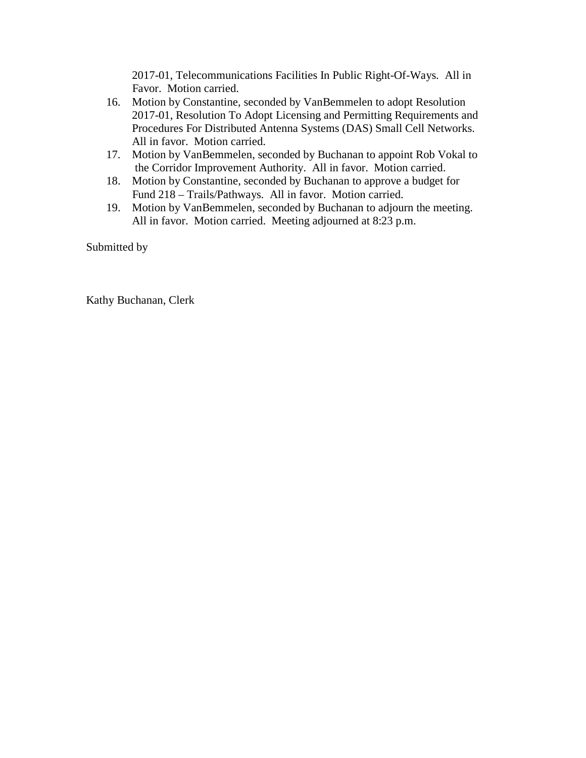2017-01, Telecommunications Facilities In Public Right-Of-Ways. All in Favor. Motion carried.

16. Motion by Constantine, seconded by VanBemmelen to adopt Resolution 2017-01, Resolution To Adopt Licensing and Permitting Requirements and Procedures For Distributed Antenna Systems (DAS) Small Cell Networks. All in favor. Motion carried.
17. Motion by VanBemmelen, seconded by Buchanan to appoint Rob Vokal to the Corridor Improvement Authority. All in favor. Motion carried.
18. Motion by Constantine, seconded by Buchanan to approve a budget for Fund 218 – Trails/Pathways. All in favor. Motion carried.
19. Motion by VanBemmelen, seconded by Buchanan to adjourn the meeting. All in favor. Motion carried. Meeting adjourned at 8:23 p.m.

Submitted by

Kathy Buchanan, Clerk